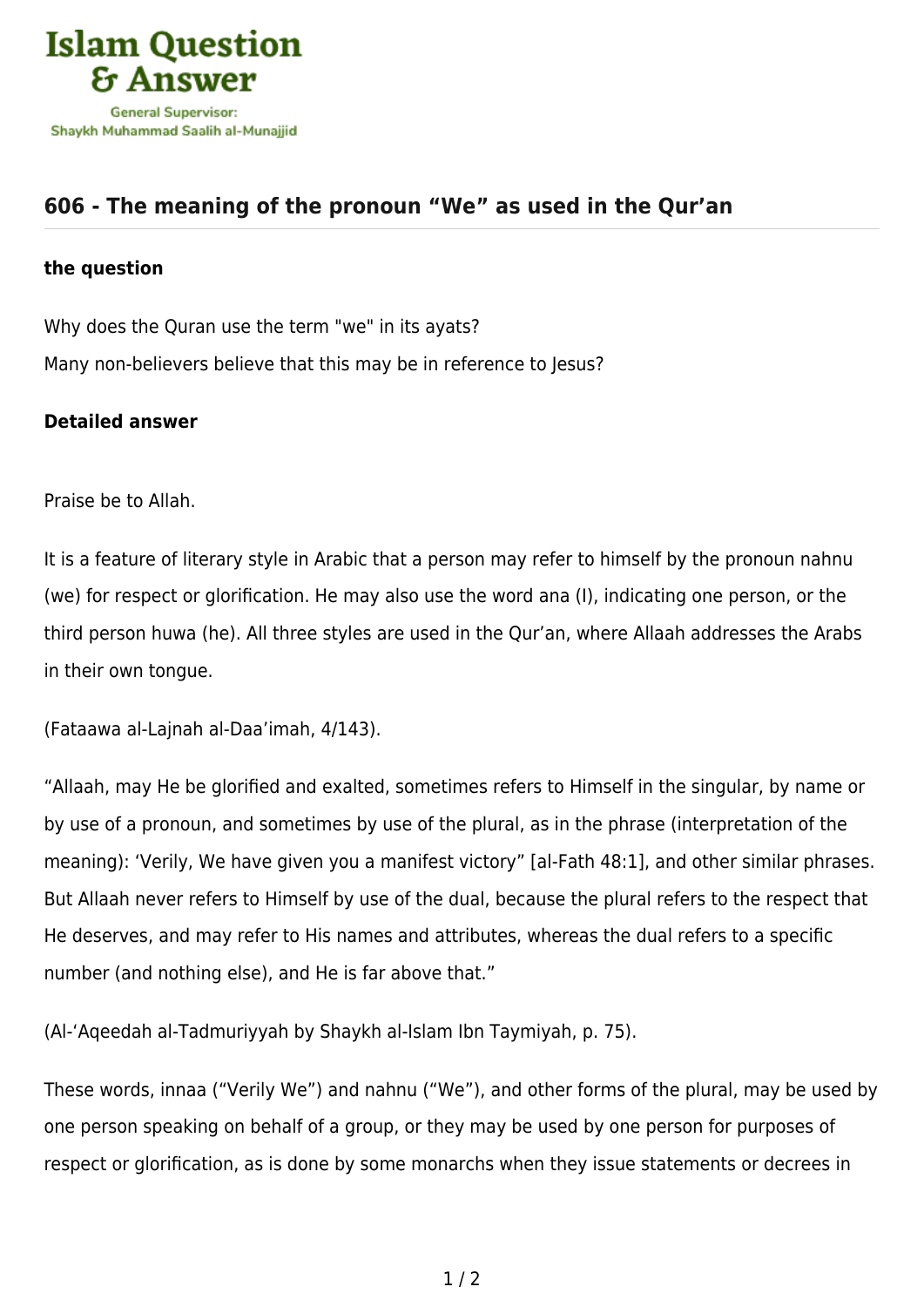Islam Question & Answer

General Supervisor: Shaykh Muhammad Saalih al-Munajjid

## 606 - The meaning of the pronoun “We” as used in the Qur’an

### the question

Why does the Quran use the term "we" in its ayats?
Many non-believers believe that this may be in reference to Jesus?

### Detailed answer

Praise be to Allah.

It is a feature of literary style in Arabic that a person may refer to himself by the pronoun nahnu (we) for respect or glorification. He may also use the word ana (I), indicating one person, or the third person huwa (he). All three styles are used in the Qur’an, where Allaah addresses the Arabs in their own tongue.

(Fataawa al-Lajnah al-Daa’imah, 4/143).

“Allaah, may He be glorified and exalted, sometimes refers to Himself in the singular, by name or by use of a pronoun, and sometimes by use of the plural, as in the phrase (interpretation of the meaning): ‘Verily, We have given you a manifest victory” [al-Fath 48:1], and other similar phrases. But Allaah never refers to Himself by use of the dual, because the plural refers to the respect that He deserves, and may refer to His names and attributes, whereas the dual refers to a specific number (and nothing else), and He is far above that.”

(Al-‘Aqeedah al-Tadmuriyyah by Shaykh al-Islam Ibn Taymiyah, p. 75).

These words, innaa (“Verily We”) and nahnu (“We”), and other forms of the plural, may be used by one person speaking on behalf of a group, or they may be used by one person for purposes of respect or glorification, as is done by some monarchs when they issue statements or decrees in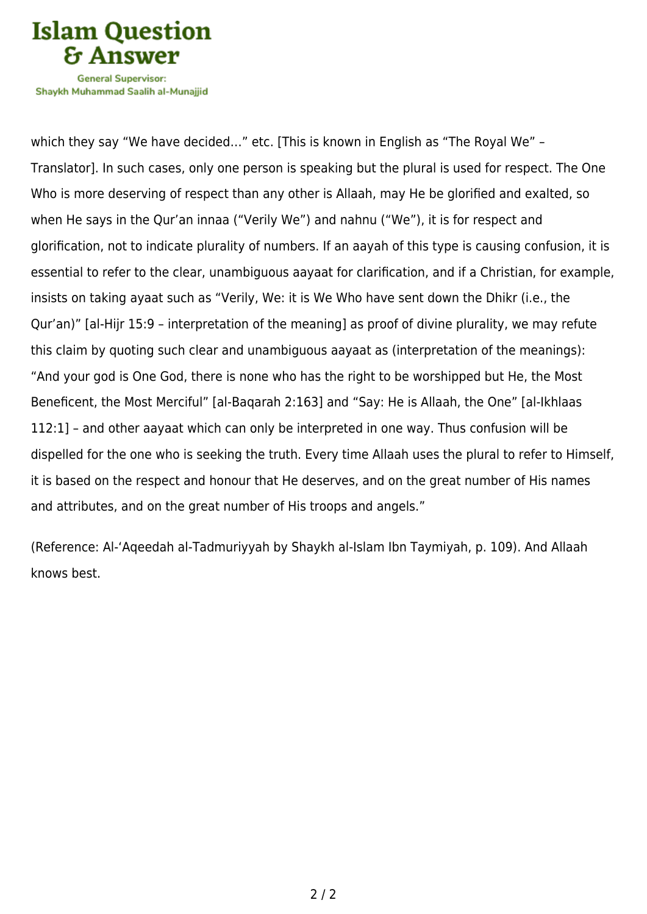which they say "We have decided…" etc. [This is known in English as "The Royal We" – Translator]. In such cases, only one person is speaking but the plural is used for respect. The One Who is more deserving of respect than any other is Allaah, may He be glorified and exalted, so when He says in the Qur'an innaa ("Verily We") and nahnu ("We"), it is for respect and glorification, not to indicate plurality of numbers. If an aayah of this type is causing confusion, it is essential to refer to the clear, unambiguous aayaat for clarification, and if a Christian, for example, insists on taking ayaat such as "Verily, We: it is We Who have sent down the Dhikr (i.e., the Qur'an)" [al-Hijr 15:9 – interpretation of the meaning] as proof of divine plurality, we may refute this claim by quoting such clear and unambiguous aayaat as (interpretation of the meanings): "And your god is One God, there is none who has the right to be worshipped but He, the Most Beneficent, the Most Merciful" [al-Baqarah 2:163] and "Say: He is Allaah, the One" [al-Ikhlaas 112:1] – and other aayaat which can only be interpreted in one way. Thus confusion will be dispelled for the one who is seeking the truth. Every time Allaah uses the plural to refer to Himself, it is based on the respect and honour that He deserves, and on the great number of His names and attributes, and on the great number of His troops and angels."

(Reference: Al-'Aqeedah al-Tadmuriyyah by Shaykh al-Islam Ibn Taymiyah, p. 109). And Allaah knows best.